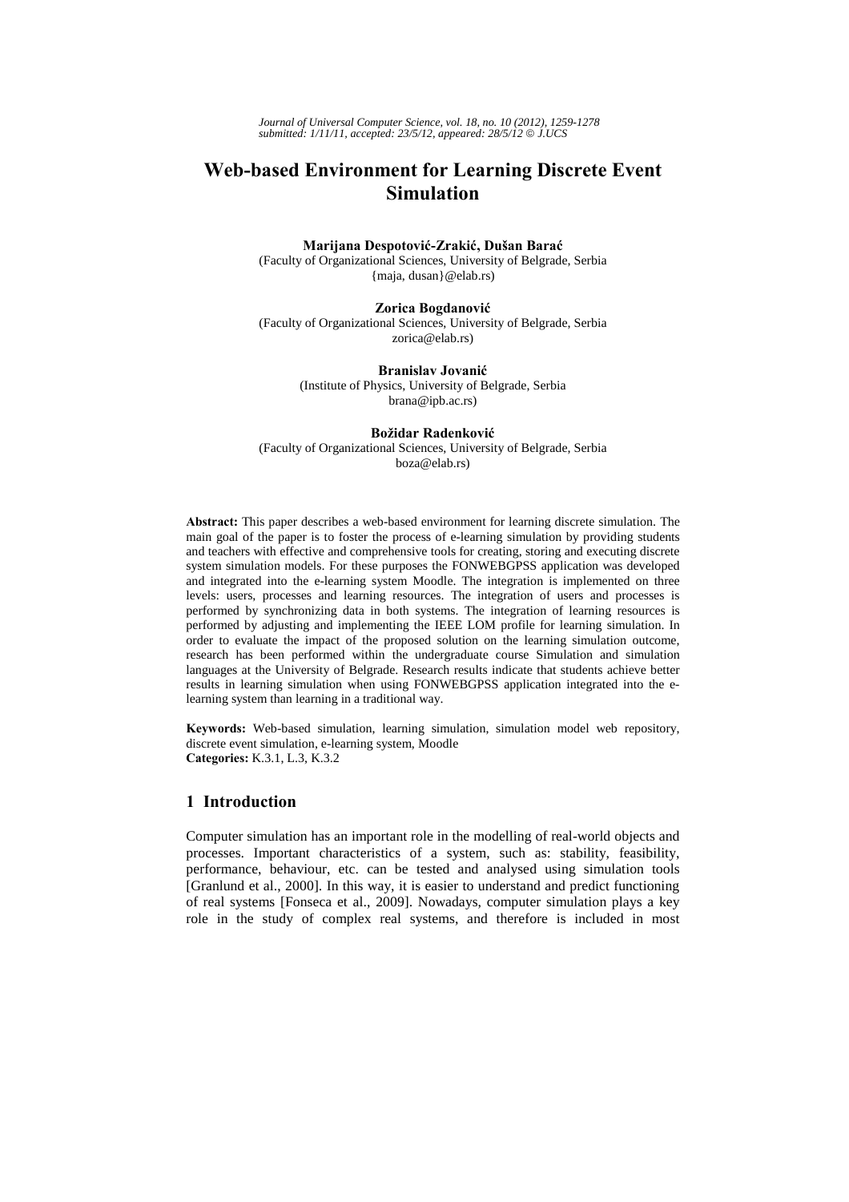# Web-based Environment for Learning Discrete Event Simulation

**Marijana Despotović-Zrakić, Dušan Barać**
(Faculty of Organizational Sciences, University of Belgrade, Serbia
{maja, dusan}@elab.rs)

**Zorica Bogdanović**
(Faculty of Organizational Sciences, University of Belgrade, Serbia
zorica@elab.rs)

**Branislav Jovanić**
(Institute of Physics, University of Belgrade, Serbia
brana@ipb.ac.rs)

**Božidar Radenković**
(Faculty of Organizational Sciences, University of Belgrade, Serbia
boza@elab.rs)

**Abstract:** This paper describes a web-based environment for learning discrete simulation. The main goal of the paper is to foster the process of e-learning simulation by providing students and teachers with effective and comprehensive tools for creating, storing and executing discrete system simulation models. For these purposes the FONWEBGPSS application was developed and integrated into the e-learning system Moodle. The integration is implemented on three levels: users, processes and learning resources. The integration of users and processes is performed by synchronizing data in both systems. The integration of learning resources is performed by adjusting and implementing the IEEE LOM profile for learning simulation. In order to evaluate the impact of the proposed solution on the learning simulation outcome, research has been performed within the undergraduate course Simulation and simulation languages at the University of Belgrade. Research results indicate that students achieve better results in learning simulation when using FONWEBGPSS application integrated into the e-learning system than learning in a traditional way.

**Keywords:** Web-based simulation, learning simulation, simulation model web repository, discrete event simulation, e-learning system, Moodle
**Categories:** K.3.1, L.3, K.3.2

## 1 Introduction

Computer simulation has an important role in the modelling of real-world objects and processes. Important characteristics of a system, such as: stability, feasibility, performance, behaviour, etc. can be tested and analysed using simulation tools [Granlund et al., 2000]. In this way, it is easier to understand and predict functioning of real systems [Fonseca et al., 2009]. Nowadays, computer simulation plays a key role in the study of complex real systems, and therefore is included in most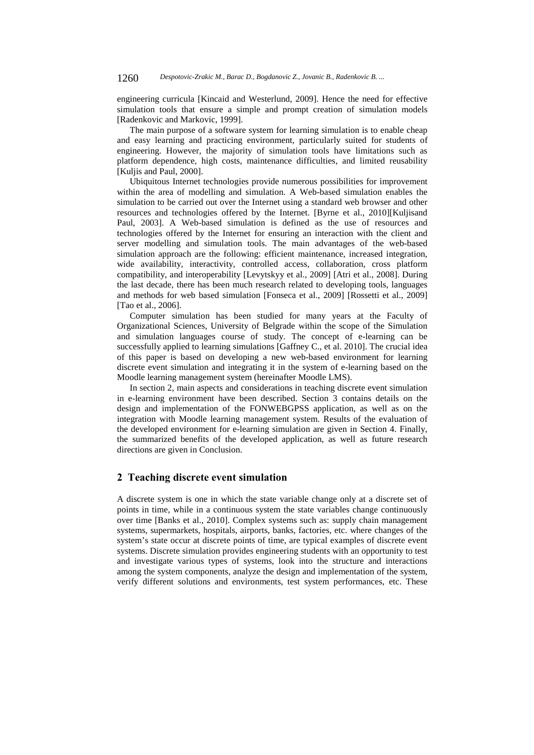engineering curricula [Kincaid and Westerlund, 2009]. Hence the need for effective simulation tools that ensure a simple and prompt creation of simulation models [Radenkovic and Markovic, 1999].

The main purpose of a software system for learning simulation is to enable cheap and easy learning and practicing environment, particularly suited for students of engineering. However, the majority of simulation tools have limitations such as platform dependence, high costs, maintenance difficulties, and limited reusability [Kuljis and Paul, 2000].

Ubiquitous Internet technologies provide numerous possibilities for improvement within the area of modelling and simulation. A Web-based simulation enables the simulation to be carried out over the Internet using a standard web browser and other resources and technologies offered by the Internet. [Byrne et al., 2010][Kuljisand Paul, 2003]. A Web-based simulation is defined as the use of resources and technologies offered by the Internet for ensuring an interaction with the client and server modelling and simulation tools. The main advantages of the web-based simulation approach are the following: efficient maintenance, increased integration, wide availability, interactivity, controlled access, collaboration, cross platform compatibility, and interoperability [Levytskyy et al., 2009] [Atri et al., 2008]. During the last decade, there has been much research related to developing tools, languages and methods for web based simulation [Fonseca et al., 2009] [Rossetti et al., 2009] [Tao et al., 2006].

Computer simulation has been studied for many years at the Faculty of Organizational Sciences, University of Belgrade within the scope of the Simulation and simulation languages course of study. The concept of e-learning can be successfully applied to learning simulations [Gaffney C., et al. 2010]. The crucial idea of this paper is based on developing a new web-based environment for learning discrete event simulation and integrating it in the system of e-learning based on the Moodle learning management system (hereinafter Moodle LMS).

In section 2, main aspects and considerations in teaching discrete event simulation in e-learning environment have been described. Section 3 contains details on the design and implementation of the FONWEBGPSS application, as well as on the integration with Moodle learning management system. Results of the evaluation of the developed environment for e-learning simulation are given in Section 4. Finally, the summarized benefits of the developed application, as well as future research directions are given in Conclusion.

## 2 Teaching discrete event simulation

A discrete system is one in which the state variable change only at a discrete set of points in time, while in a continuous system the state variables change continuously over time [Banks et al., 2010]. Complex systems such as: supply chain management systems, supermarkets, hospitals, airports, banks, factories, etc. where changes of the system's state occur at discrete points of time, are typical examples of discrete event systems. Discrete simulation provides engineering students with an opportunity to test and investigate various types of systems, look into the structure and interactions among the system components, analyze the design and implementation of the system, verify different solutions and environments, test system performances, etc. These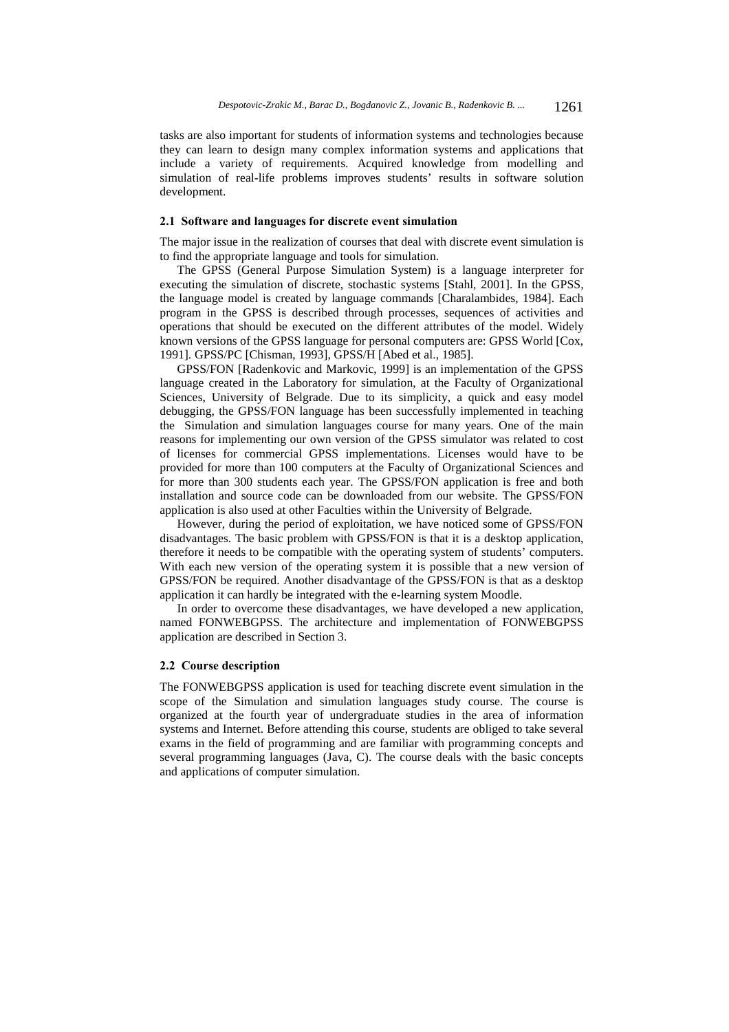tasks are also important for students of information systems and technologies because they can learn to design many complex information systems and applications that include a variety of requirements. Acquired knowledge from modelling and simulation of real-life problems improves students' results in software solution development.

### 2.1 Software and languages for discrete event simulation

The major issue in the realization of courses that deal with discrete event simulation is to find the appropriate language and tools for simulation.

The GPSS (General Purpose Simulation System) is a language interpreter for executing the simulation of discrete, stochastic systems [Stahl, 2001]. In the GPSS, the language model is created by language commands [Charalambides, 1984]. Each program in the GPSS is described through processes, sequences of activities and operations that should be executed on the different attributes of the model. Widely known versions of the GPSS language for personal computers are: GPSS World [Cox, 1991]. GPSS/PC [Chisman, 1993], GPSS/H [Abed et al., 1985].

GPSS/FON [Radenkovic and Markovic, 1999] is an implementation of the GPSS language created in the Laboratory for simulation, at the Faculty of Organizational Sciences, University of Belgrade. Due to its simplicity, a quick and easy model debugging, the GPSS/FON language has been successfully implemented in teaching the Simulation and simulation languages course for many years. One of the main reasons for implementing our own version of the GPSS simulator was related to cost of licenses for commercial GPSS implementations. Licenses would have to be provided for more than 100 computers at the Faculty of Organizational Sciences and for more than 300 students each year. The GPSS/FON application is free and both installation and source code can be downloaded from our website. The GPSS/FON application is also used at other Faculties within the University of Belgrade.

However, during the period of exploitation, we have noticed some of GPSS/FON disadvantages. The basic problem with GPSS/FON is that it is a desktop application, therefore it needs to be compatible with the operating system of students' computers. With each new version of the operating system it is possible that a new version of GPSS/FON be required. Another disadvantage of the GPSS/FON is that as a desktop application it can hardly be integrated with the e-learning system Moodle.

In order to overcome these disadvantages, we have developed a new application, named FONWEBGPSS. The architecture and implementation of FONWEBGPSS application are described in Section 3.

### 2.2 Course description

The FONWEBGPSS application is used for teaching discrete event simulation in the scope of the Simulation and simulation languages study course. The course is organized at the fourth year of undergraduate studies in the area of information systems and Internet. Before attending this course, students are obliged to take several exams in the field of programming and are familiar with programming concepts and several programming languages (Java, C). The course deals with the basic concepts and applications of computer simulation.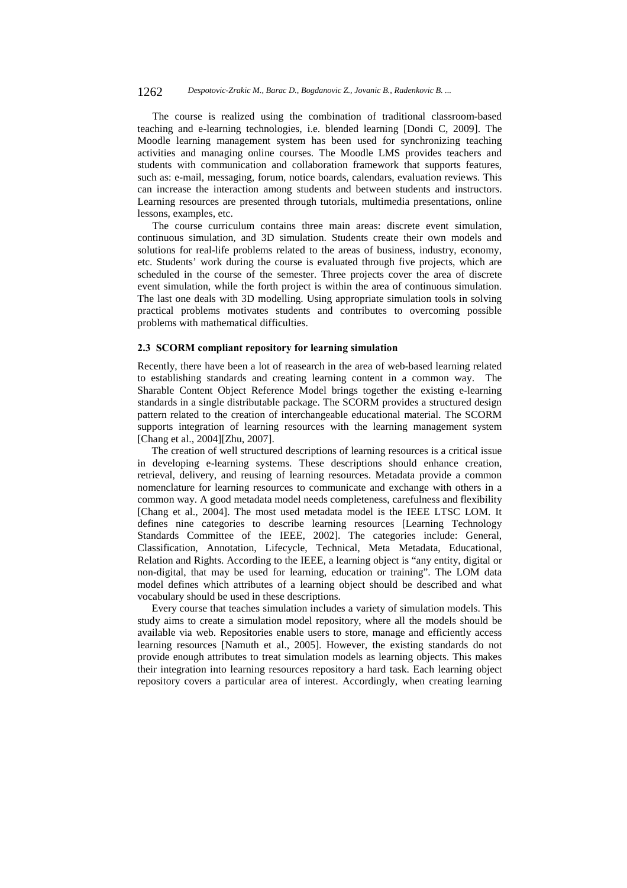The course is realized using the combination of traditional classroom-based teaching and e-learning technologies, i.e. blended learning [Dondi C, 2009]. The Moodle learning management system has been used for synchronizing teaching activities and managing online courses. The Moodle LMS provides teachers and students with communication and collaboration framework that supports features, such as: e-mail, messaging, forum, notice boards, calendars, evaluation reviews. This can increase the interaction among students and between students and instructors. Learning resources are presented through tutorials, multimedia presentations, online lessons, examples, etc.

The course curriculum contains three main areas: discrete event simulation, continuous simulation, and 3D simulation. Students create their own models and solutions for real-life problems related to the areas of business, industry, economy, etc. Students' work during the course is evaluated through five projects, which are scheduled in the course of the semester. Three projects cover the area of discrete event simulation, while the forth project is within the area of continuous simulation. The last one deals with 3D modelling. Using appropriate simulation tools in solving practical problems motivates students and contributes to overcoming possible problems with mathematical difficulties.

### 2.3 SCORM compliant repository for learning simulation

Recently, there have been a lot of reasearch in the area of web-based learning related to establishing standards and creating learning content in a common way. The Sharable Content Object Reference Model brings together the existing e-learning standards in a single distributable package. The SCORM provides a structured design pattern related to the creation of interchangeable educational material. The SCORM supports integration of learning resources with the learning management system [Chang et al., 2004][Zhu, 2007].

The creation of well structured descriptions of learning resources is a critical issue in developing e-learning systems. These descriptions should enhance creation, retrieval, delivery, and reusing of learning resources. Metadata provide a common nomenclature for learning resources to communicate and exchange with others in a common way. A good metadata model needs completeness, carefulness and flexibility [Chang et al., 2004]. The most used metadata model is the IEEE LTSC LOM. It defines nine categories to describe learning resources [Learning Technology Standards Committee of the IEEE, 2002]. The categories include: General, Classification, Annotation, Lifecycle, Technical, Meta Metadata, Educational, Relation and Rights. According to the IEEE, a learning object is "any entity, digital or non-digital, that may be used for learning, education or training". The LOM data model defines which attributes of a learning object should be described and what vocabulary should be used in these descriptions.

Every course that teaches simulation includes a variety of simulation models. This study aims to create a simulation model repository, where all the models should be available via web. Repositories enable users to store, manage and efficiently access learning resources [Namuth et al., 2005]. However, the existing standards do not provide enough attributes to treat simulation models as learning objects. This makes their integration into learning resources repository a hard task. Each learning object repository covers a particular area of interest. Accordingly, when creating learning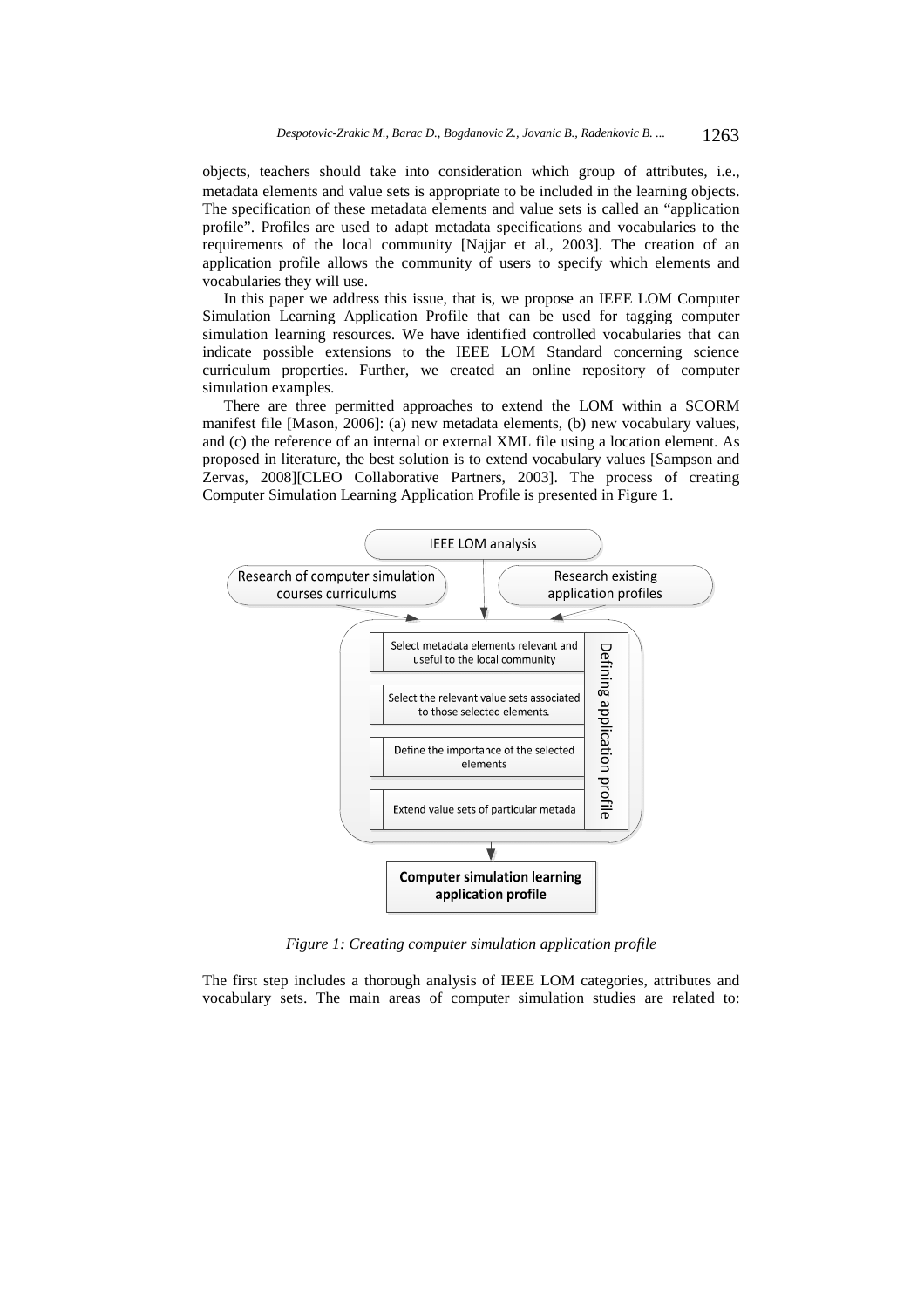objects, teachers should take into consideration which group of attributes, i.e., metadata elements and value sets is appropriate to be included in the learning objects. The specification of these metadata elements and value sets is called an "application profile". Profiles are used to adapt metadata specifications and vocabularies to the requirements of the local community [Najjar et al., 2003]. The creation of an application profile allows the community of users to specify which elements and vocabularies they will use.

In this paper we address this issue, that is, we propose an IEEE LOM Computer Simulation Learning Application Profile that can be used for tagging computer simulation learning resources. We have identified controlled vocabularies that can indicate possible extensions to the IEEE LOM Standard concerning science curriculum properties. Further, we created an online repository of computer simulation examples.

There are three permitted approaches to extend the LOM within a SCORM manifest file [Mason, 2006]: (a) new metadata elements, (b) new vocabulary values, and (c) the reference of an internal or external XML file using a location element. As proposed in literature, the best solution is to extend vocabulary values [Sampson and Zervas, 2008][CLEO Collaborative Partners, 2003]. The process of creating Computer Simulation Learning Application Profile is presented in Figure 1.

IEEE LOM analysis

Research of computer simulation courses curriculums

Research existing application profiles

Defining application profile

- Select metadata elements relevant and useful to the local community
- Select the relevant value sets associated to those selected elements.
- Define the importance of the selected elements
- Extend value sets of particular metada

**Computer simulation learning application profile**

*Figure 1: Creating computer simulation application profile*

The first step includes a thorough analysis of IEEE LOM categories, attributes and vocabulary sets. The main areas of computer simulation studies are related to: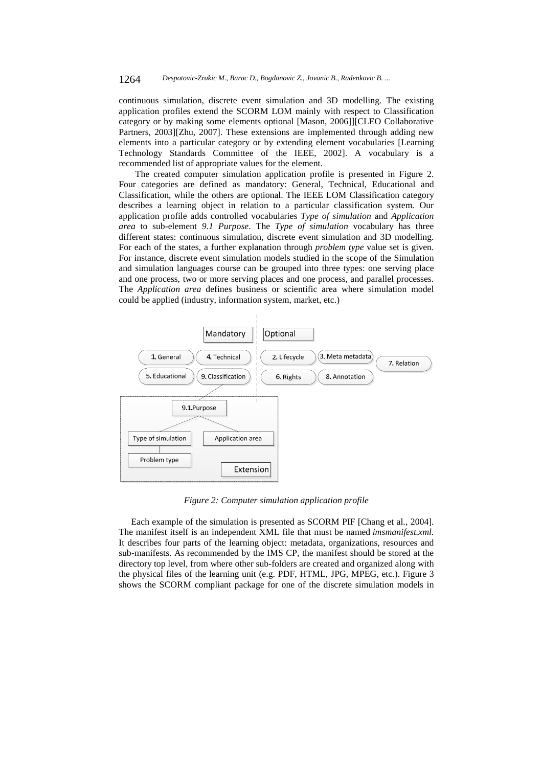continuous simulation, discrete event simulation and 3D modelling. The existing application profiles extend the SCORM LOM mainly with respect to Classification category or by making some elements optional [Mason, 2006]][CLEO Collaborative Partners, 2003][Zhu, 2007]. These extensions are implemented through adding new elements into a particular category or by extending element vocabularies [Learning Technology Standards Committee of the IEEE, 2002]. A vocabulary is a recommended list of appropriate values for the element.

The created computer simulation application profile is presented in Figure 2. Four categories are defined as mandatory: General, Technical, Educational and Classification, while the others are optional. The IEEE LOM Classification category describes a learning object in relation to a particular classification system. Our application profile adds controlled vocabularies *Type of simulation* and *Application area* to sub-element *9.1 Purpose*. The *Type of simulation* vocabulary has three different states: continuous simulation, discrete event simulation and 3D modelling. For each of the states, a further explanation through *problem type* value set is given. For instance, discrete event simulation models studied in the scope of the Simulation and simulation languages course can be grouped into three types: one serving place and one process, two or more serving places and one process, and parallel processes. The *Application area* defines business or scientific area where simulation model could be applied (industry, information system, market, etc.)

*Figure 2: Computer simulation application profile*

Each example of the simulation is presented as SCORM PIF [Chang et al., 2004]. The manifest itself is an independent XML file that must be named *imsmanifest.xml*. It describes four parts of the learning object: metadata, organizations, resources and sub-manifests. As recommended by the IMS CP, the manifest should be stored at the directory top level, from where other sub-folders are created and organized along with the physical files of the learning unit (e.g. PDF, HTML, JPG, MPEG, etc.). Figure 3 shows the SCORM compliant package for one of the discrete simulation models in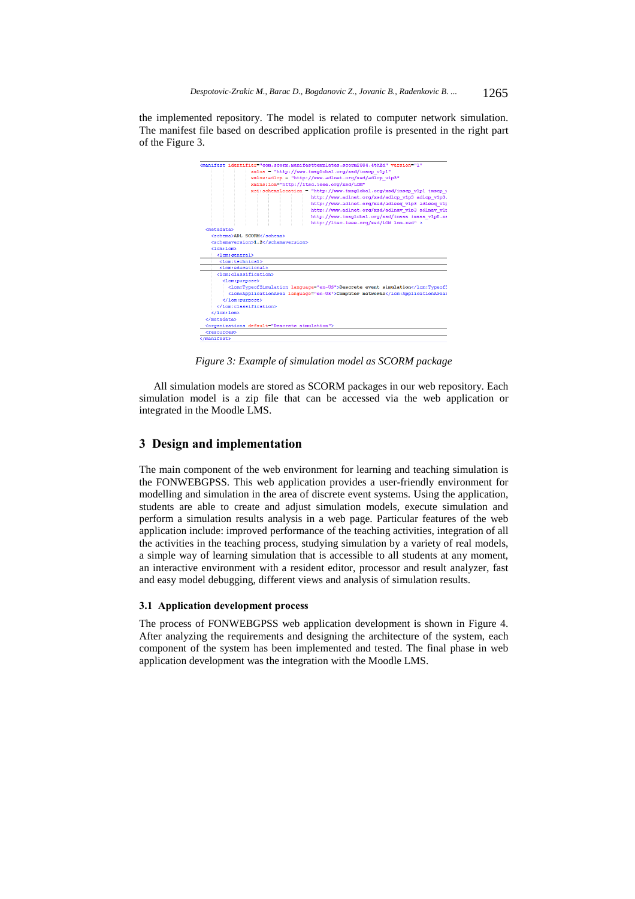the implemented repository. The model is related to computer network simulation. The manifest file based on described application profile is presented in the right part of the Figure 3.

```
<manifest identifier="com.scorm.manifesttemplates.scorm2004.4thEd" version="1"
          xmlns = "http://www.imsglobal.org/xsd/imscp_v1p1"
          xmlns:adlcp = "http://www.adlnet.org/xsd/adlcp_v1p3"
          xmlns:lom="http://ltsc.ieee.org/xsd/LOM"
          xsi:schemaLocation = "http://www.imsglobal.org/xsd/imscp_v1p1 imscp_v
                               http://www.adlnet.org/xsd/adlcp_v1p3 adlcp_v1p3.
                               http://www.adlnet.org/xsd/adlseq_v1p3 adlseq_v1p
                               http://www.adlnet.org/xsd/adlnav_v1p3 adlnav_v1p
                               http://www.imsglobal.org/xsd/imsss imsss_v1p0.xs
                               http://ltsc.ieee.org/xsd/LOM lom.xsd" >
  <metadata>
    <schema>ADL SCORM</schema>
    <schemaversion>1.2</schemaversion>
    <lom:lom>
      <lom:general>
      <lom:technical>
      <lom:educational>
      <lom:classification>
        <lom:purpose>
          <lom:TypeofSimulation language="en-US">Descrete event simulation</lom:TypeofS
          <lom:ApplicationArea language="en-US">Computer networks</lom:ApplicationArea>
        </lom:purpose>
      </lom:classification>
    </lom:lom>
  </metadata>
  <organizations default="Descrete simulation">
  <resources>
</manifest>
```

Figure 3: Example of simulation model as SCORM package

All simulation models are stored as SCORM packages in our web repository. Each simulation model is a zip file that can be accessed via the web application or integrated in the Moodle LMS.

## 3 Design and implementation

The main component of the web environment for learning and teaching simulation is the FONWEBGPSS. This web application provides a user-friendly environment for modelling and simulation in the area of discrete event systems. Using the application, students are able to create and adjust simulation models, execute simulation and perform a simulation results analysis in a web page. Particular features of the web application include: improved performance of the teaching activities, integration of all the activities in the teaching process, studying simulation by a variety of real models, a simple way of learning simulation that is accessible to all students at any moment, an interactive environment with a resident editor, processor and result analyzer, fast and easy model debugging, different views and analysis of simulation results.

### 3.1 Application development process

The process of FONWEBGPSS web application development is shown in Figure 4. After analyzing the requirements and designing the architecture of the system, each component of the system has been implemented and tested. The final phase in web application development was the integration with the Moodle LMS.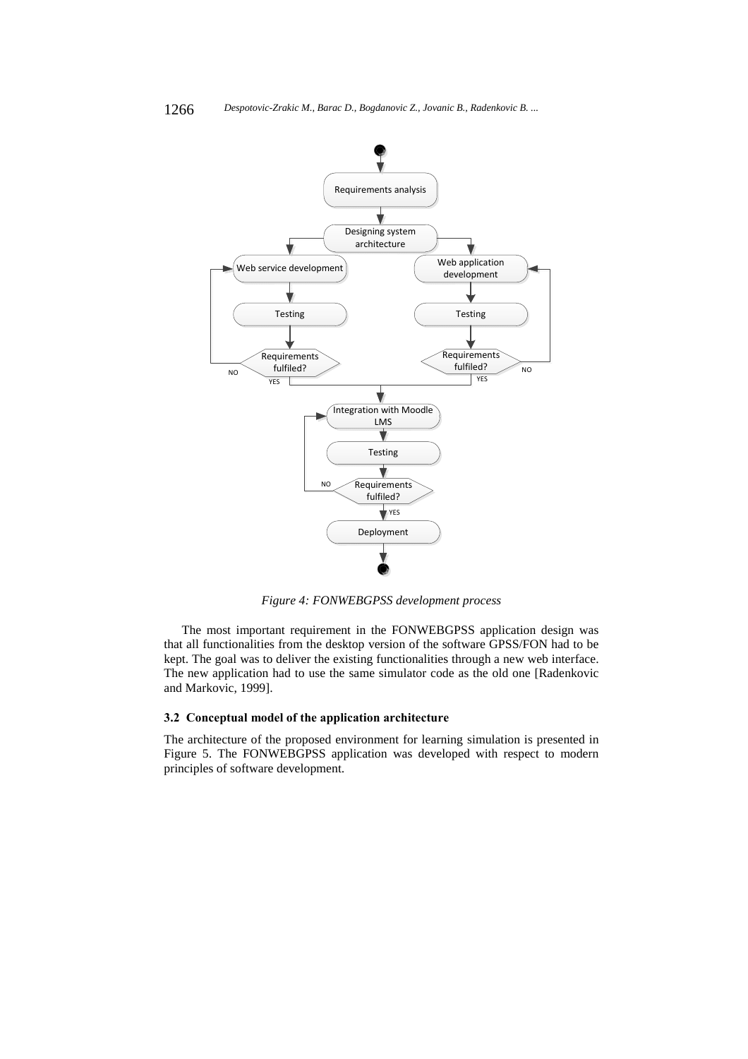*Figure 4: FONWEBGPSS development process*

The most important requirement in the FONWEBGPSS application design was that all functionalities from the desktop version of the software GPSS/FON had to be kept. The goal was to deliver the existing functionalities through a new web interface. The new application had to use the same simulator code as the old one [Radenkovic and Markovic, 1999].

### 3.2 Conceptual model of the application architecture

The architecture of the proposed environment for learning simulation is presented in Figure 5. The FONWEBGPSS application was developed with respect to modern principles of software development.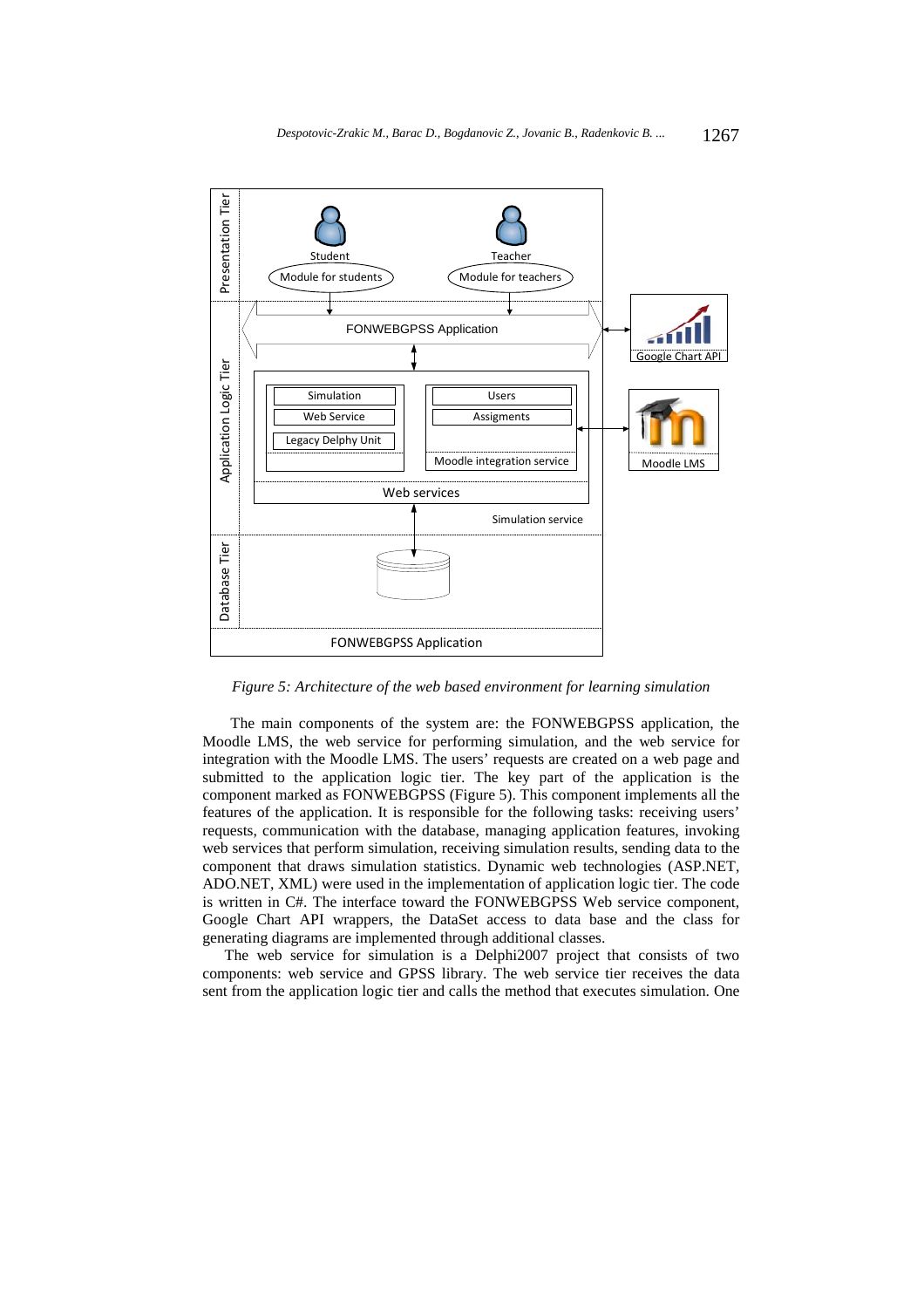*Figure 5: Architecture of the web based environment for learning simulation*

The main components of the system are: the FONWEBGPSS application, the Moodle LMS, the web service for performing simulation, and the web service for integration with the Moodle LMS. The users' requests are created on a web page and submitted to the application logic tier. The key part of the application is the component marked as FONWEBGPSS (Figure 5). This component implements all the features of the application. It is responsible for the following tasks: receiving users' requests, communication with the database, managing application features, invoking web services that perform simulation, receiving simulation results, sending data to the component that draws simulation statistics. Dynamic web technologies (ASP.NET, ADO.NET, XML) were used in the implementation of application logic tier. The code is written in C#. The interface toward the FONWEBGPSS Web service component, Google Chart API wrappers, the DataSet access to data base and the class for generating diagrams are implemented through additional classes.

The web service for simulation is a Delphi2007 project that consists of two components: web service and GPSS library. The web service tier receives the data sent from the application logic tier and calls the method that executes simulation. One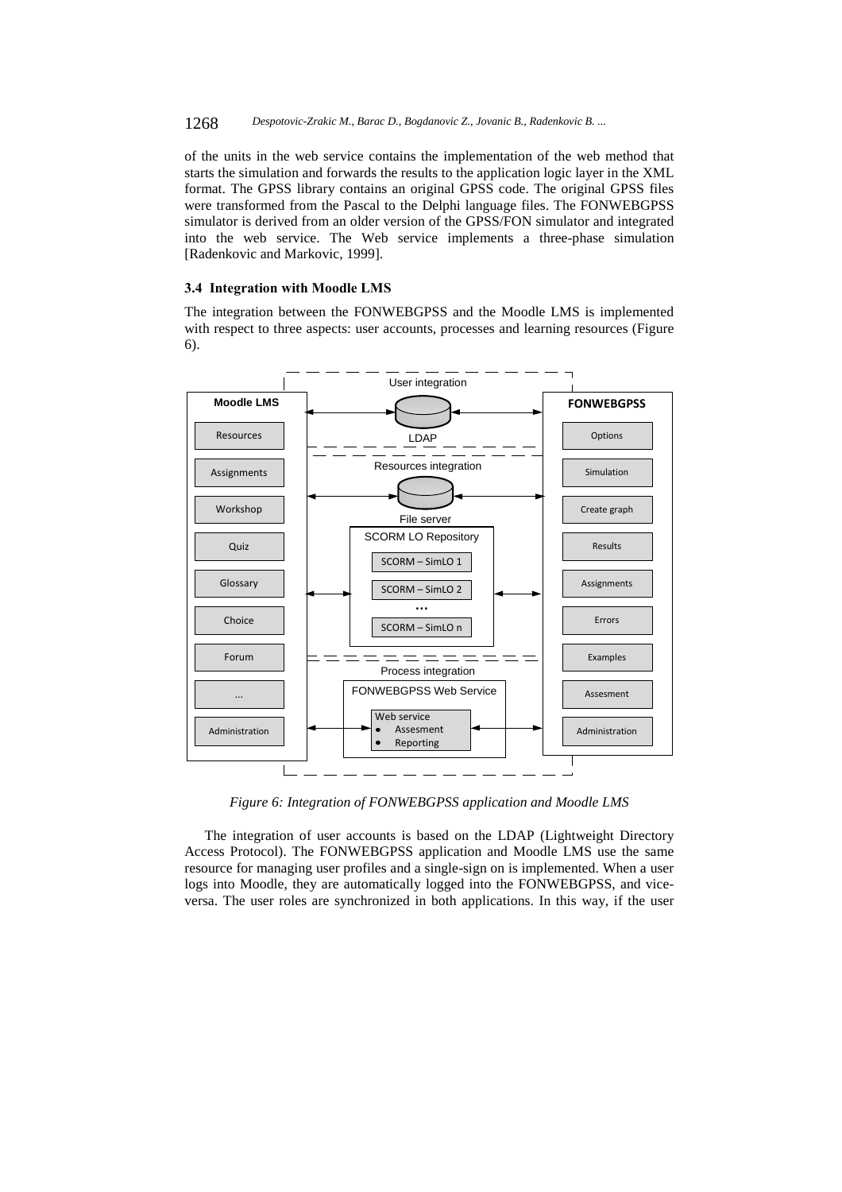of the units in the web service contains the implementation of the web method that starts the simulation and forwards the results to the application logic layer in the XML format. The GPSS library contains an original GPSS code. The original GPSS files were transformed from the Pascal to the Delphi language files. The FONWEBGPSS simulator is derived from an older version of the GPSS/FON simulator and integrated into the web service. The Web service implements a three-phase simulation [Radenkovic and Markovic, 1999].

### 3.4 Integration with Moodle LMS

The integration between the FONWEBGPSS and the Moodle LMS is implemented with respect to three aspects: user accounts, processes and learning resources (Figure 6).

*Figure 6: Integration of FONWEBGPSS application and Moodle LMS*

The integration of user accounts is based on the LDAP (Lightweight Directory Access Protocol). The FONWEBGPSS application and Moodle LMS use the same resource for managing user profiles and a single-sign on is implemented. When a user logs into Moodle, they are automatically logged into the FONWEBGPSS, and vice-versa. The user roles are synchronized in both applications. In this way, if the user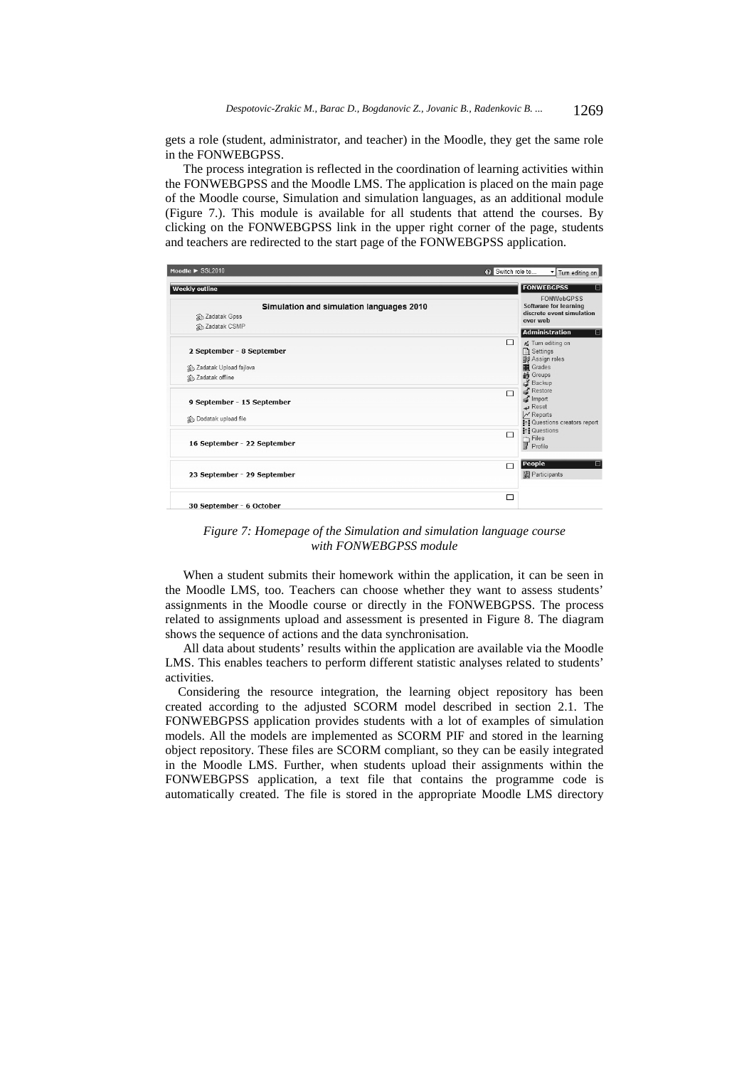gets a role (student, administrator, and teacher) in the Moodle, they get the same role in the FONWEBGPSS.

The process integration is reflected in the coordination of learning activities within the FONWEBGPSS and the Moodle LMS. The application is placed on the main page of the Moodle course, Simulation and simulation languages, as an additional module (Figure 7.). This module is available for all students that attend the courses. By clicking on the FONWEBGPSS link in the upper right corner of the page, students and teachers are redirected to the start page of the FONWEBGPSS application.

*Figure 7: Homepage of the Simulation and simulation language course with FONWEBGPSS module*

When a student submits their homework within the application, it can be seen in the Moodle LMS, too. Teachers can choose whether they want to assess students' assignments in the Moodle course or directly in the FONWEBGPSS. The process related to assignments upload and assessment is presented in Figure 8. The diagram shows the sequence of actions and the data synchronisation.

All data about students' results within the application are available via the Moodle LMS. This enables teachers to perform different statistic analyses related to students' activities.

Considering the resource integration, the learning object repository has been created according to the adjusted SCORM model described in section 2.1. The FONWEBGPSS application provides students with a lot of examples of simulation models. All the models are implemented as SCORM PIF and stored in the learning object repository. These files are SCORM compliant, so they can be easily integrated in the Moodle LMS. Further, when students upload their assignments within the FONWEBGPSS application, a text file that contains the programme code is automatically created. The file is stored in the appropriate Moodle LMS directory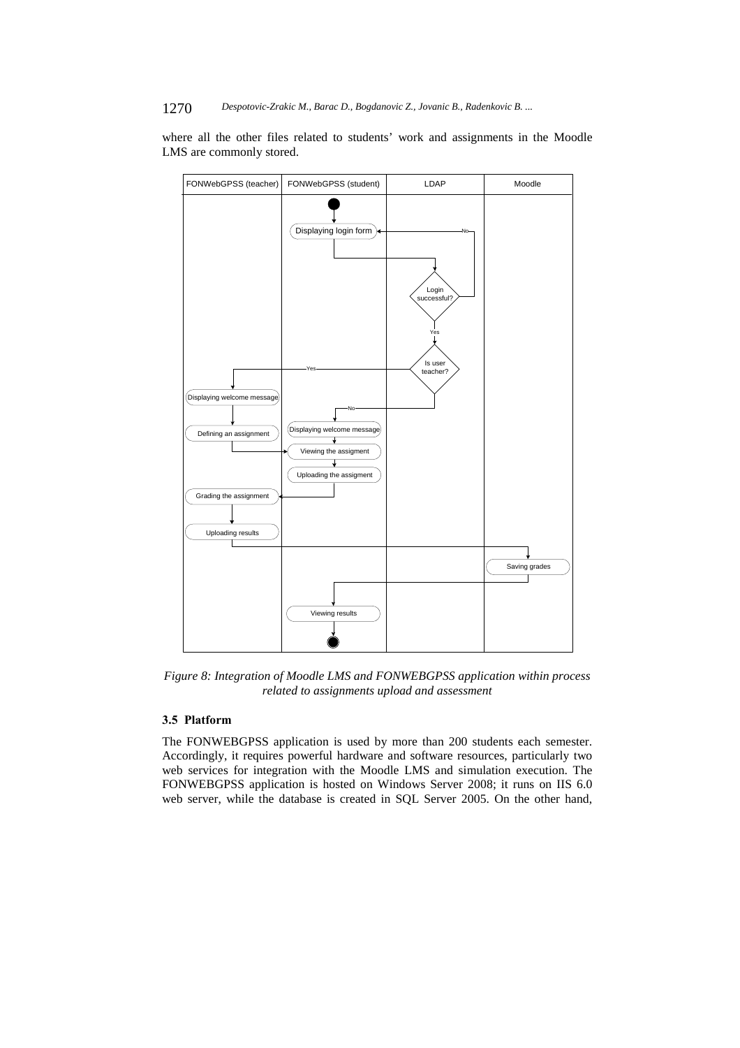where all the other files related to students' work and assignments in the Moodle LMS are commonly stored.

*Figure 8: Integration of Moodle LMS and FONWEBGPSS application within process related to assignments upload and assessment*

### 3.5 Platform

The FONWEBGPSS application is used by more than 200 students each semester. Accordingly, it requires powerful hardware and software resources, particularly two web services for integration with the Moodle LMS and simulation execution. The FONWEBGPSS application is hosted on Windows Server 2008; it runs on IIS 6.0 web server, while the database is created in SQL Server 2005. On the other hand,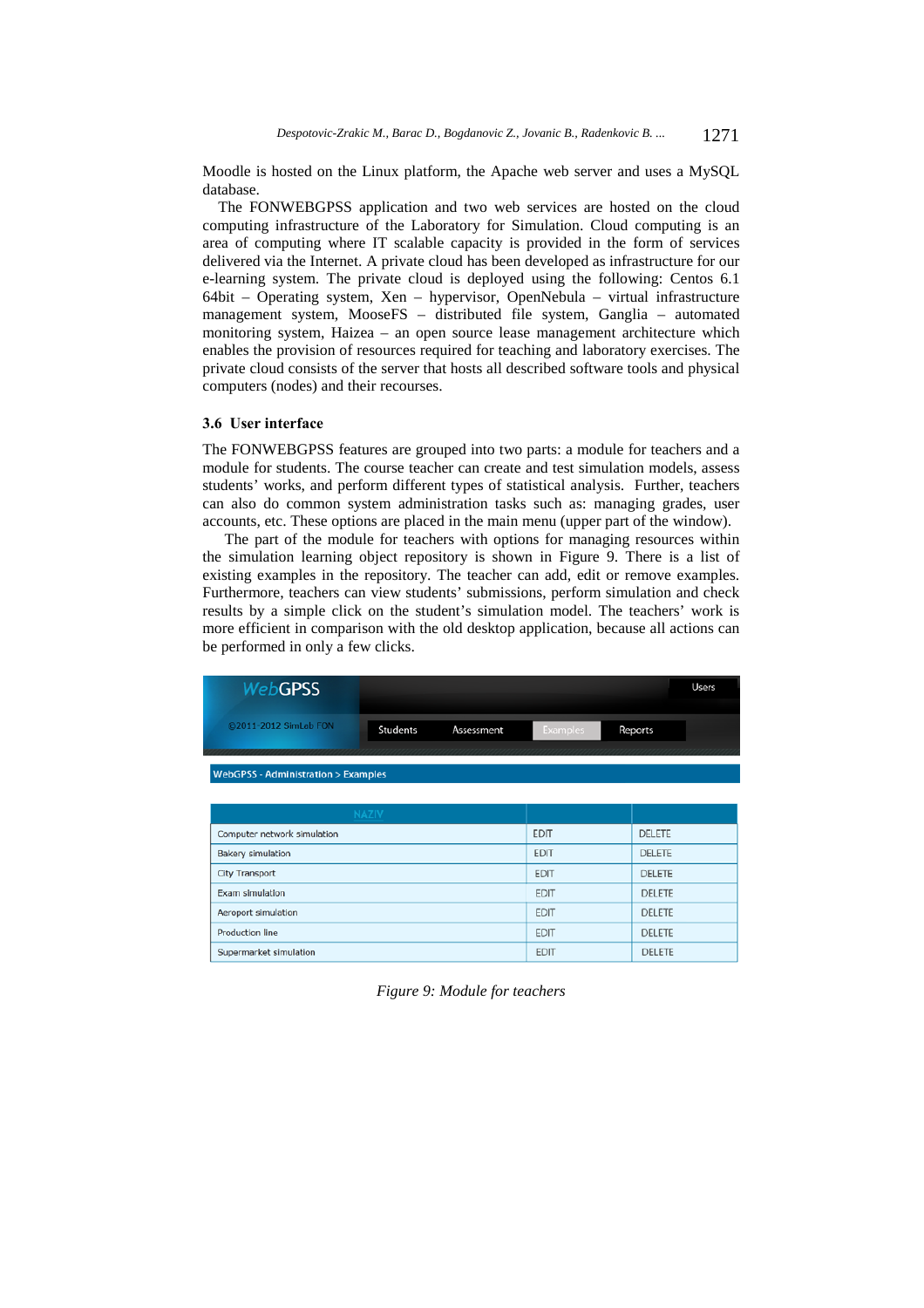Moodle is hosted on the Linux platform, the Apache web server and uses a MySQL database.

The FONWEBGPSS application and two web services are hosted on the cloud computing infrastructure of the Laboratory for Simulation. Cloud computing is an area of computing where IT scalable capacity is provided in the form of services delivered via the Internet. A private cloud has been developed as infrastructure for our e-learning system. The private cloud is deployed using the following: Centos 6.1 64bit – Operating system, Xen – hypervisor, OpenNebula – virtual infrastructure management system, MooseFS – distributed file system, Ganglia – automated monitoring system, Haizea – an open source lease management architecture which enables the provision of resources required for teaching and laboratory exercises. The private cloud consists of the server that hosts all described software tools and physical computers (nodes) and their recourses.

### 3.6 User interface

The FONWEBGPSS features are grouped into two parts: a module for teachers and a module for students. The course teacher can create and test simulation models, assess students' works, and perform different types of statistical analysis. Further, teachers can also do common system administration tasks such as: managing grades, user accounts, etc. These options are placed in the main menu (upper part of the window).

The part of the module for teachers with options for managing resources within the simulation learning object repository is shown in Figure 9. There is a list of existing examples in the repository. The teacher can add, edit or remove examples. Furthermore, teachers can view students' submissions, perform simulation and check results by a simple click on the student's simulation model. The teachers' work is more efficient in comparison with the old desktop application, because all actions can be performed in only a few clicks.

WebGPSS — ©2011-2012 SimLab FON — Users — Students | Assessment | Examples | Reports

WebGPSS - Administration > Examples

| NAZIV | | |
|---|---|---|
| Computer network simulation | EDIT | DELETE |
| Bakery simulation | EDIT | DELETE |
| City Transport | EDIT | DELETE |
| Exam simulation | EDIT | DELETE |
| Aeroport simulation | EDIT | DELETE |
| Production line | EDIT | DELETE |
| Supermarket simulation | EDIT | DELETE |

*Figure 9: Module for teachers*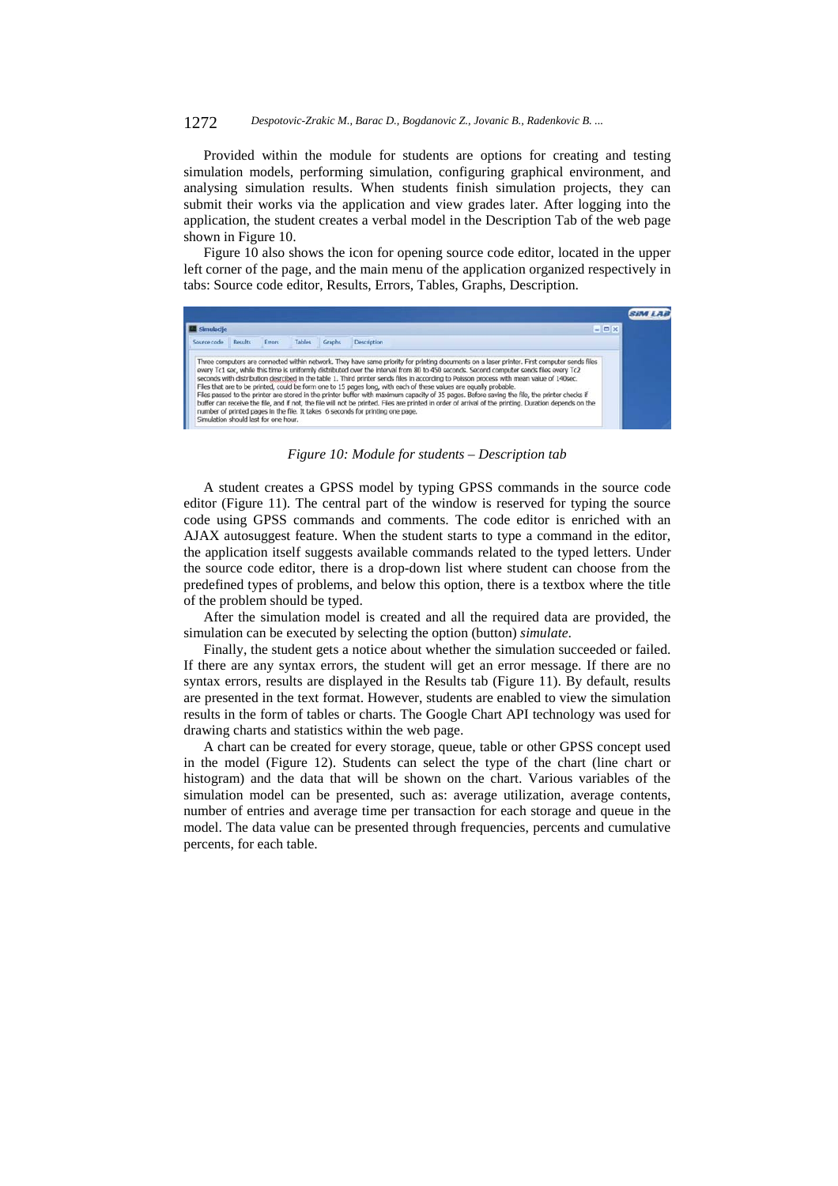Provided within the module for students are options for creating and testing simulation models, performing simulation, configuring graphical environment, and analysing simulation results. When students finish simulation projects, they can submit their works via the application and view grades later. After logging into the application, the student creates a verbal model in the Description Tab of the web page shown in Figure 10.

Figure 10 also shows the icon for opening source code editor, located in the upper left corner of the page, and the main menu of the application organized respectively in tabs: Source code editor, Results, Errors, Tables, Graphs, Description.

*Figure 10: Module for students – Description tab*

A student creates a GPSS model by typing GPSS commands in the source code editor (Figure 11). The central part of the window is reserved for typing the source code using GPSS commands and comments. The code editor is enriched with an AJAX autosuggest feature. When the student starts to type a command in the editor, the application itself suggests available commands related to the typed letters. Under the source code editor, there is a drop-down list where student can choose from the predefined types of problems, and below this option, there is a textbox where the title of the problem should be typed.

After the simulation model is created and all the required data are provided, the simulation can be executed by selecting the option (button) *simulate*.

Finally, the student gets a notice about whether the simulation succeeded or failed. If there are any syntax errors, the student will get an error message. If there are no syntax errors, results are displayed in the Results tab (Figure 11). By default, results are presented in the text format. However, students are enabled to view the simulation results in the form of tables or charts. The Google Chart API technology was used for drawing charts and statistics within the web page.

A chart can be created for every storage, queue, table or other GPSS concept used in the model (Figure 12). Students can select the type of the chart (line chart or histogram) and the data that will be shown on the chart. Various variables of the simulation model can be presented, such as: average utilization, average contents, number of entries and average time per transaction for each storage and queue in the model. The data value can be presented through frequencies, percents and cumulative percents, for each table.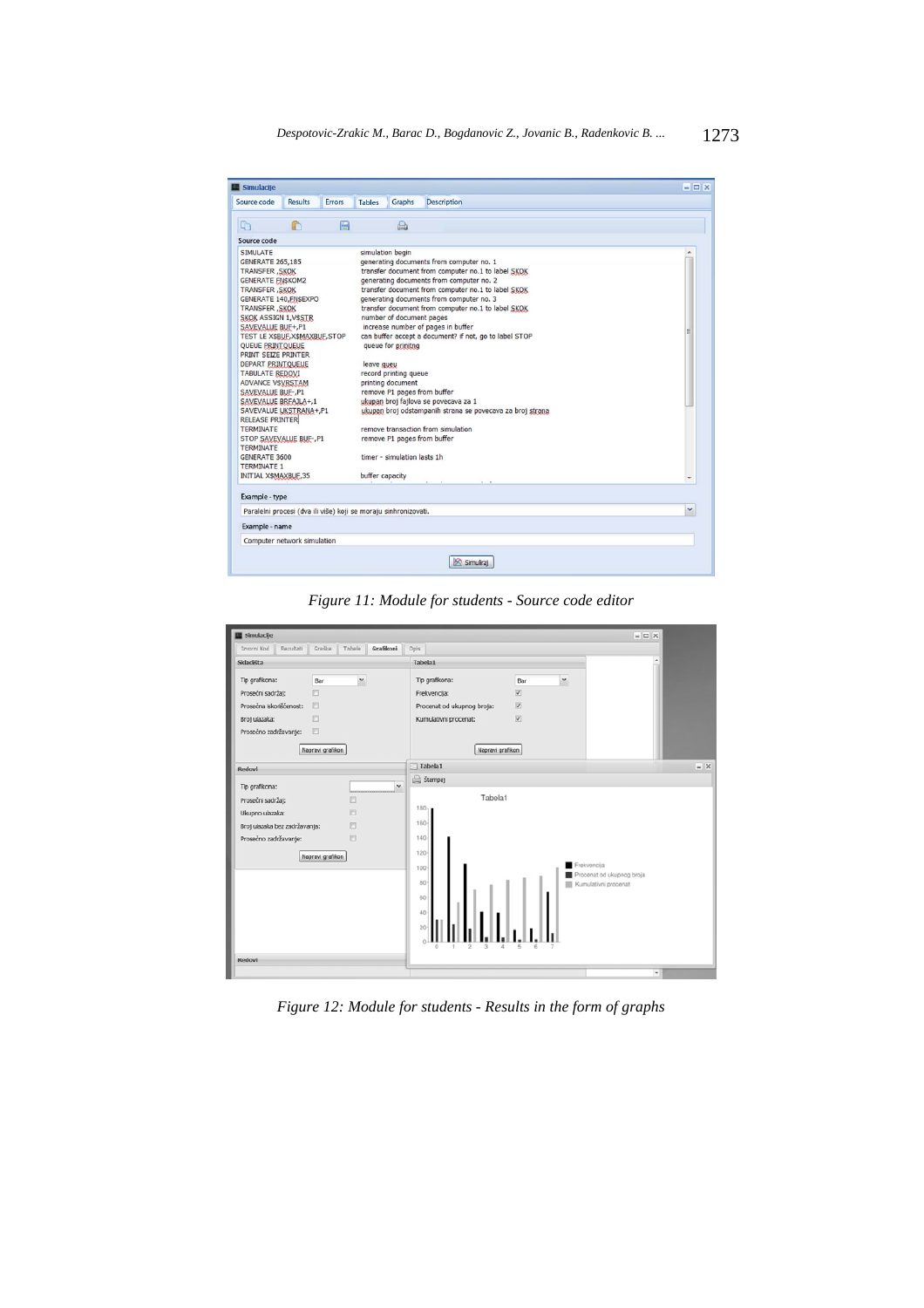Figure 11: Module for students - Source code editor

Figure 12: Module for students - Results in the form of graphs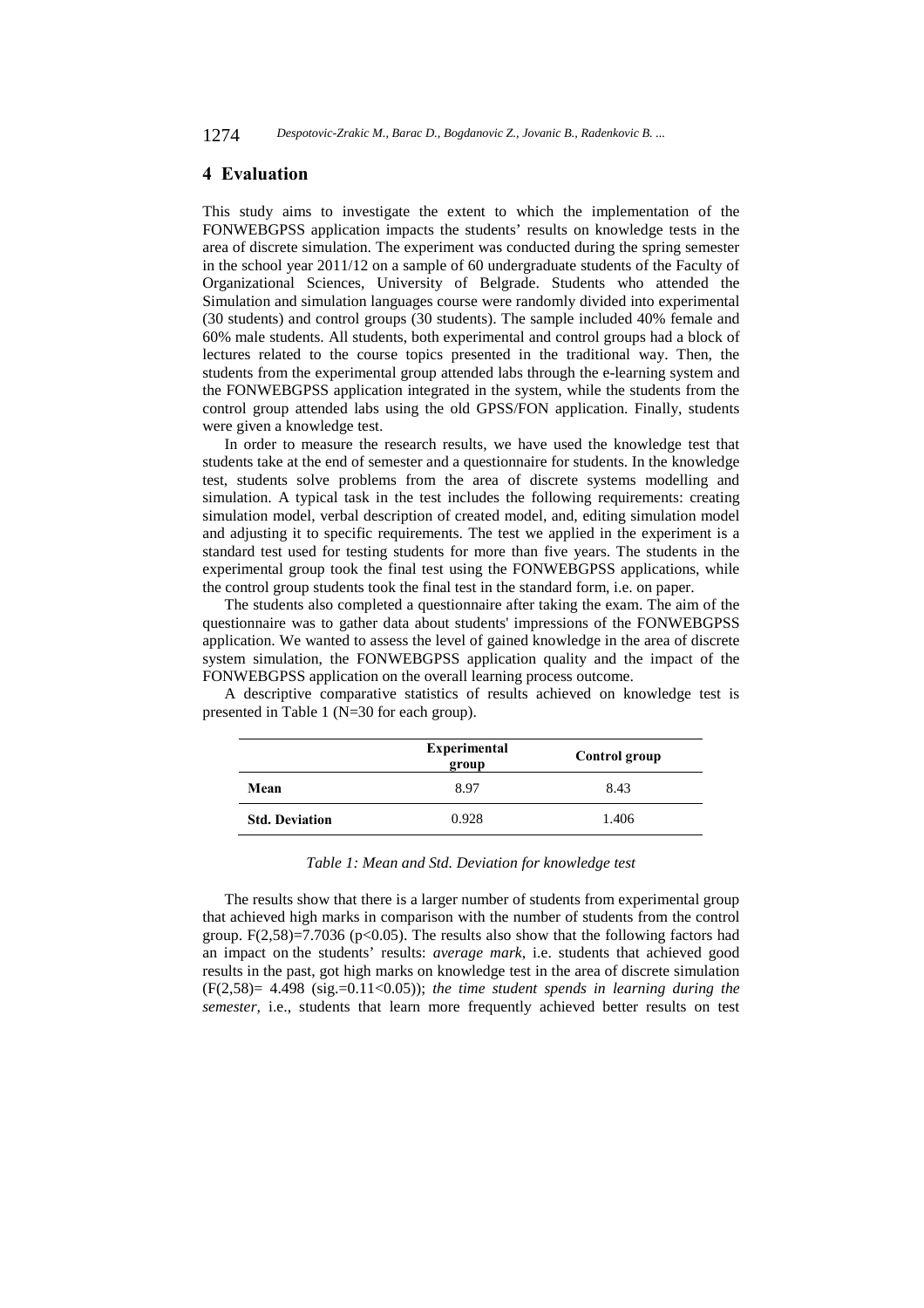## 4 Evaluation

This study aims to investigate the extent to which the implementation of the FONWEBGPSS application impacts the students' results on knowledge tests in the area of discrete simulation. The experiment was conducted during the spring semester in the school year 2011/12 on a sample of 60 undergraduate students of the Faculty of Organizational Sciences, University of Belgrade. Students who attended the Simulation and simulation languages course were randomly divided into experimental (30 students) and control groups (30 students). The sample included 40% female and 60% male students. All students, both experimental and control groups had a block of lectures related to the course topics presented in the traditional way. Then, the students from the experimental group attended labs through the e-learning system and the FONWEBGPSS application integrated in the system, while the students from the control group attended labs using the old GPSS/FON application. Finally, students were given a knowledge test.

In order to measure the research results, we have used the knowledge test that students take at the end of semester and a questionnaire for students. In the knowledge test, students solve problems from the area of discrete systems modelling and simulation. A typical task in the test includes the following requirements: creating simulation model, verbal description of created model, and, editing simulation model and adjusting it to specific requirements. The test we applied in the experiment is a standard test used for testing students for more than five years. The students in the experimental group took the final test using the FONWEBGPSS applications, while the control group students took the final test in the standard form, i.e. on paper.

The students also completed a questionnaire after taking the exam. The aim of the questionnaire was to gather data about students' impressions of the FONWEBGPSS application. We wanted to assess the level of gained knowledge in the area of discrete system simulation, the FONWEBGPSS application quality and the impact of the FONWEBGPSS application on the overall learning process outcome.

A descriptive comparative statistics of results achieved on knowledge test is presented in Table 1 (N=30 for each group).

| | **Experimental group** | **Control group** |
|---|---|---|
| **Mean** | 8.97 | 8.43 |
| **Std. Deviation** | 0.928 | 1.406 |

*Table 1: Mean and Std. Deviation for knowledge test*

The results show that there is a larger number of students from experimental group that achieved high marks in comparison with the number of students from the control group. $F(2,58)=7.7036$ ($p<0.05$). The results also show that the following factors had an impact on the students' results: *average mark*, i.e. students that achieved good results in the past, got high marks on knowledge test in the area of discrete simulation ($F(2,58)= 4.498$ (sig.$=0.11<0.05$)); *the time student spends in learning during the semester*, i.e., students that learn more frequently achieved better results on test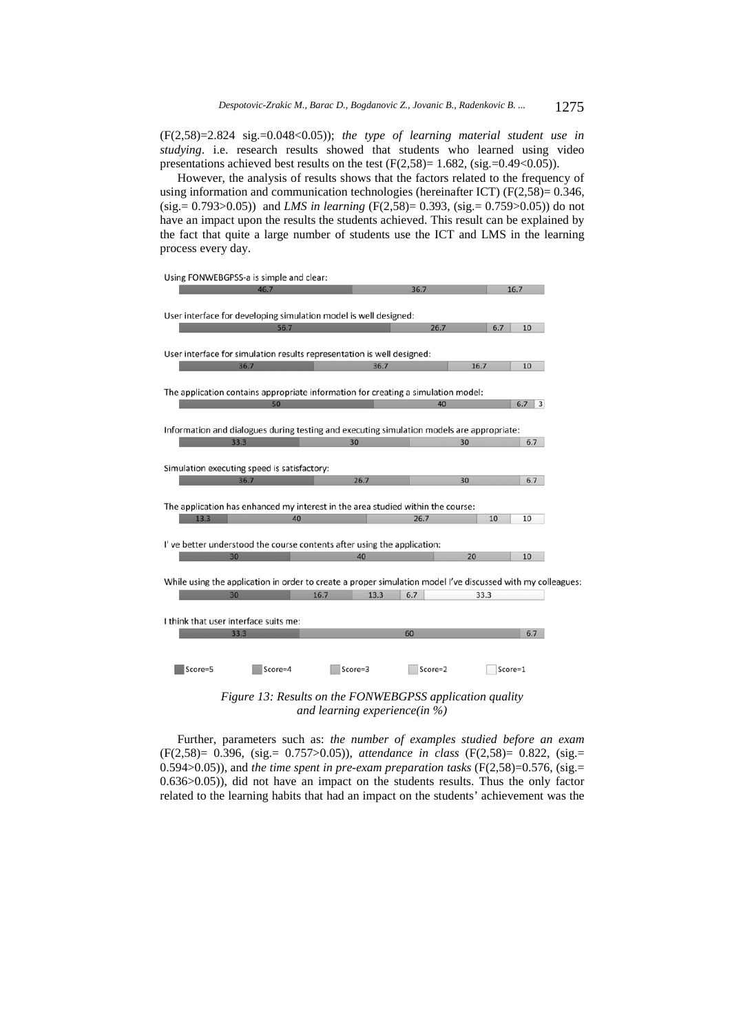(F(2,58)=2.824 sig.=0.048<0.05)); *the type of learning material student use in studying*. i.e. research results showed that students who learned using video presentations achieved best results on the test (F(2,58)= 1.682, (sig.=0.49<0.05)).

However, the analysis of results shows that the factors related to the frequency of using information and communication technologies (hereinafter ICT) (F(2,58)= 0.346, (sig.= 0.793>0.05)) and *LMS in learning* (F(2,58)= 0.393, (sig.= 0.759>0.05)) do not have an impact upon the results the students achieved. This result can be explained by the fact that quite a large number of students use the ICT and LMS in the learning process every day.

Using FONWEBGPSS-a is simple and clear:
46.7 | 36.7 | 16.7

User interface for developing simulation model is well designed:
56.7 | 26.7 | 6.7 | 10

User interface for simulation results representation is well designed:
36.7 | 36.7 | 16.7 | 10

The application contains appropriate information for creating a simulation model:
50 | 40 | 6.7 | 3

Information and dialogues during testing and executing simulation models are appropriate:
33.3 | 30 | 30 | 6.7

Simulation executing speed is satisfactory:
36.7 | 26.7 | 30 | 6.7

The application has enhanced my interest in the area studied within the course:
13.3 | 40 | 26.7 | 10 | 10

I' ve better understood the course contents after using the application:
30 | 40 | 20 | 10

While using the application in order to create a proper simulation model I've discussed with my colleagues:
30 | 16.7 | 13.3 | 6.7 | 33.3

I think that user interface suits me:
33.3 | 60 | 6.7

Score=5 | Score=4 | Score=3 | Score=2 | Score=1

*Figure 13: Results on the FONWEBGPSS application quality and learning experience(in %)*

Further, parameters such as: *the number of examples studied before an exam* (F(2,58)= 0.396, (sig.= 0.757>0.05)), *attendance in class* (F(2,58)= 0.822, (sig.= 0.594>0.05)), and *the time spent in pre-exam preparation tasks* (F(2,58)=0.576, (sig.= 0.636>0.05)), did not have an impact on the students results. Thus the only factor related to the learning habits that had an impact on the students' achievement was the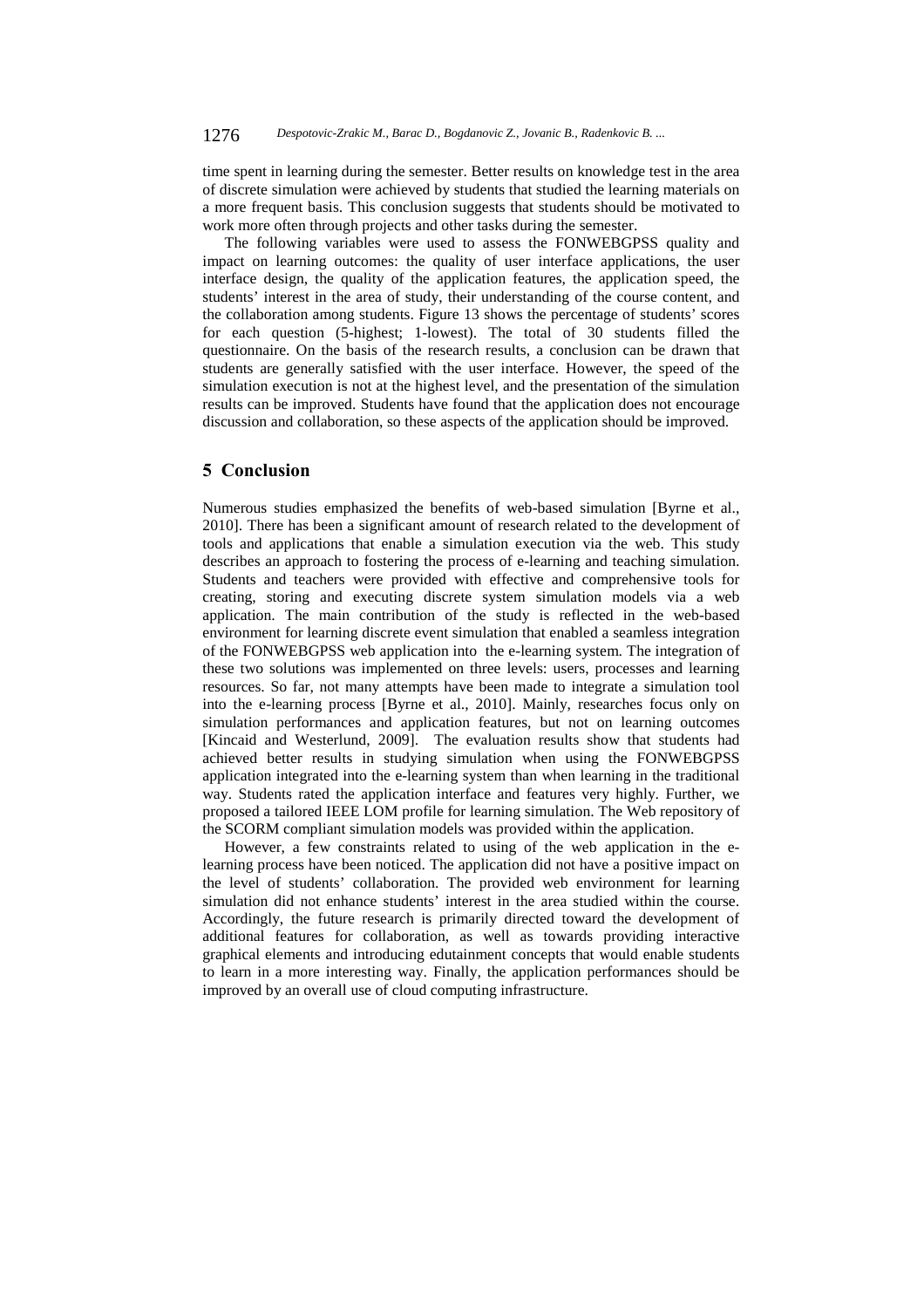time spent in learning during the semester. Better results on knowledge test in the area of discrete simulation were achieved by students that studied the learning materials on a more frequent basis. This conclusion suggests that students should be motivated to work more often through projects and other tasks during the semester.

The following variables were used to assess the FONWEBGPSS quality and impact on learning outcomes: the quality of user interface applications, the user interface design, the quality of the application features, the application speed, the students' interest in the area of study, their understanding of the course content, and the collaboration among students. Figure 13 shows the percentage of students' scores for each question (5-highest; 1-lowest). The total of 30 students filled the questionnaire. On the basis of the research results, a conclusion can be drawn that students are generally satisfied with the user interface. However, the speed of the simulation execution is not at the highest level, and the presentation of the simulation results can be improved. Students have found that the application does not encourage discussion and collaboration, so these aspects of the application should be improved.

## 5 Conclusion

Numerous studies emphasized the benefits of web-based simulation [Byrne et al., 2010]. There has been a significant amount of research related to the development of tools and applications that enable a simulation execution via the web. This study describes an approach to fostering the process of e-learning and teaching simulation. Students and teachers were provided with effective and comprehensive tools for creating, storing and executing discrete system simulation models via a web application. The main contribution of the study is reflected in the web-based environment for learning discrete event simulation that enabled a seamless integration of the FONWEBGPSS web application into the e-learning system. The integration of these two solutions was implemented on three levels: users, processes and learning resources. So far, not many attempts have been made to integrate a simulation tool into the e-learning process [Byrne et al., 2010]. Mainly, researches focus only on simulation performances and application features, but not on learning outcomes [Kincaid and Westerlund, 2009]. The evaluation results show that students had achieved better results in studying simulation when using the FONWEBGPSS application integrated into the e-learning system than when learning in the traditional way. Students rated the application interface and features very highly. Further, we proposed a tailored IEEE LOM profile for learning simulation. The Web repository of the SCORM compliant simulation models was provided within the application.

However, a few constraints related to using of the web application in the e-learning process have been noticed. The application did not have a positive impact on the level of students' collaboration. The provided web environment for learning simulation did not enhance students' interest in the area studied within the course. Accordingly, the future research is primarily directed toward the development of additional features for collaboration, as well as towards providing interactive graphical elements and introducing edutainment concepts that would enable students to learn in a more interesting way. Finally, the application performances should be improved by an overall use of cloud computing infrastructure.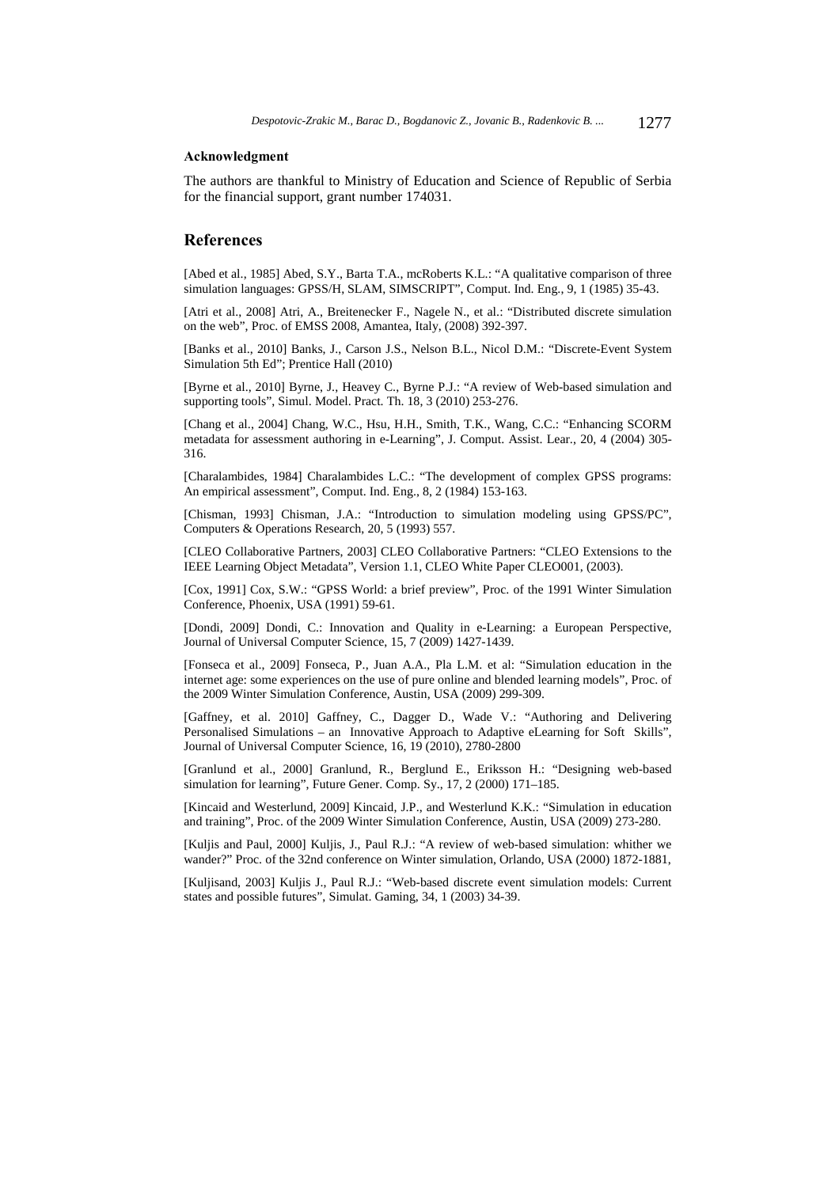**Acknowledgment**

The authors are thankful to Ministry of Education and Science of Republic of Serbia for the financial support, grant number 174031.

## References

[Abed et al., 1985] Abed, S.Y., Barta T.A., mcRoberts K.L.: "A qualitative comparison of three simulation languages: GPSS/H, SLAM, SIMSCRIPT", Comput. Ind. Eng., 9, 1 (1985) 35-43.

[Atri et al., 2008] Atri, A., Breitenecker F., Nagele N., et al.: "Distributed discrete simulation on the web", Proc. of EMSS 2008, Amantea, Italy, (2008) 392-397.

[Banks et al., 2010] Banks, J., Carson J.S., Nelson B.L., Nicol D.M.: "Discrete-Event System Simulation 5th Ed"; Prentice Hall (2010)

[Byrne et al., 2010] Byrne, J., Heavey C., Byrne P.J.: "A review of Web-based simulation and supporting tools", Simul. Model. Pract. Th. 18, 3 (2010) 253-276.

[Chang et al., 2004] Chang, W.C., Hsu, H.H., Smith, T.K., Wang, C.C.: "Enhancing SCORM metadata for assessment authoring in e-Learning", J. Comput. Assist. Lear., 20, 4 (2004) 305-316.

[Charalambides, 1984] Charalambides L.C.: "The development of complex GPSS programs: An empirical assessment", Comput. Ind. Eng., 8, 2 (1984) 153-163.

[Chisman, 1993] Chisman, J.A.: "Introduction to simulation modeling using GPSS/PC", Computers & Operations Research, 20, 5 (1993) 557.

[CLEO Collaborative Partners, 2003] CLEO Collaborative Partners: "CLEO Extensions to the IEEE Learning Object Metadata", Version 1.1, CLEO White Paper CLEO001, (2003).

[Cox, 1991] Cox, S.W.: "GPSS World: a brief preview", Proc. of the 1991 Winter Simulation Conference, Phoenix, USA (1991) 59-61.

[Dondi, 2009] Dondi, C.: Innovation and Quality in e-Learning: a European Perspective, Journal of Universal Computer Science, 15, 7 (2009) 1427-1439.

[Fonseca et al., 2009] Fonseca, P., Juan A.A., Pla L.M. et al: "Simulation education in the internet age: some experiences on the use of pure online and blended learning models", Proc. of the 2009 Winter Simulation Conference, Austin, USA (2009) 299-309.

[Gaffney, et al. 2010] Gaffney, C., Dagger D., Wade V.: "Authoring and Delivering Personalised Simulations – an Innovative Approach to Adaptive eLearning for Soft Skills", Journal of Universal Computer Science, 16, 19 (2010), 2780-2800

[Granlund et al., 2000] Granlund, R., Berglund E., Eriksson H.: "Designing web-based simulation for learning", Future Gener. Comp. Sy., 17, 2 (2000) 171–185.

[Kincaid and Westerlund, 2009] Kincaid, J.P., and Westerlund K.K.: "Simulation in education and training", Proc. of the 2009 Winter Simulation Conference, Austin, USA (2009) 273-280.

[Kuljis and Paul, 2000] Kuljis, J., Paul R.J.: "A review of web-based simulation: whither we wander?" Proc. of the 32nd conference on Winter simulation, Orlando, USA (2000) 1872-1881,

[Kuljisand, 2003] Kuljis J., Paul R.J.: "Web-based discrete event simulation models: Current states and possible futures", Simulat. Gaming, 34, 1 (2003) 34-39.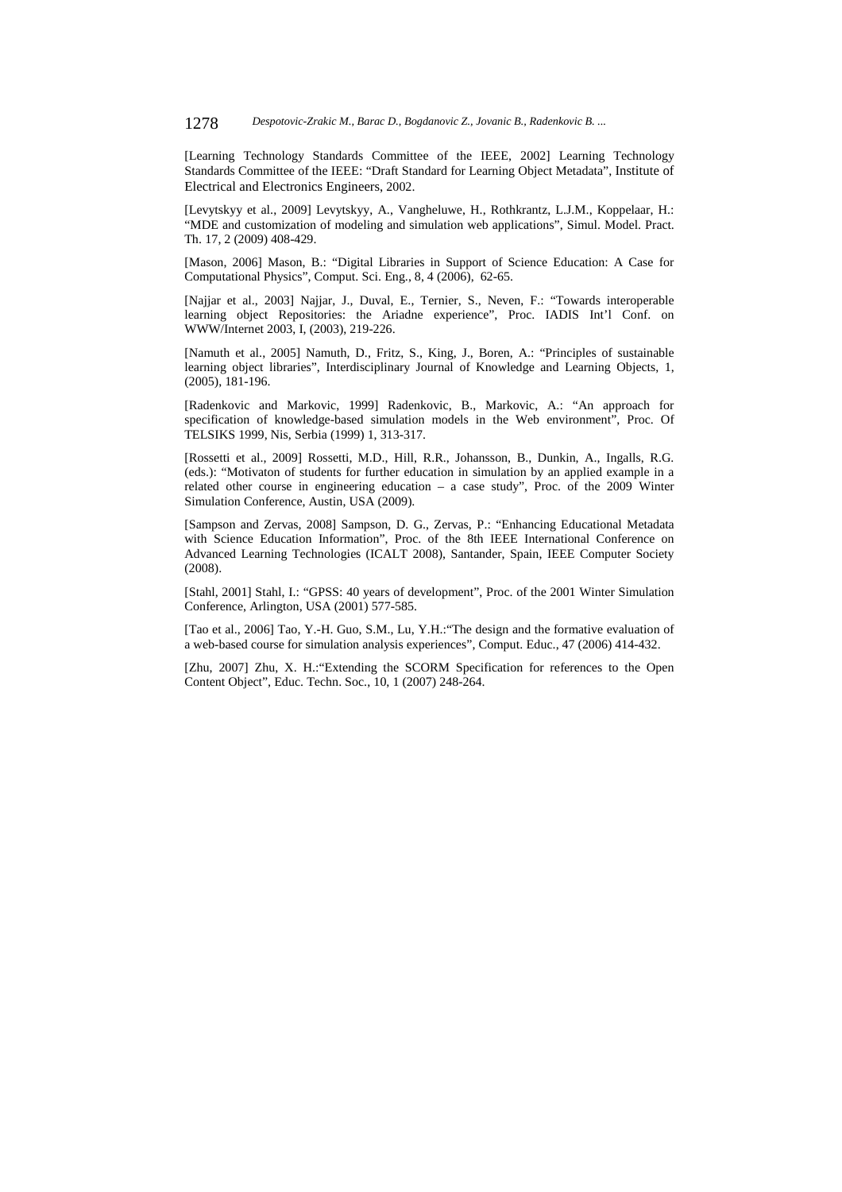[Learning Technology Standards Committee of the IEEE, 2002] Learning Technology Standards Committee of the IEEE: "Draft Standard for Learning Object Metadata", Institute of Electrical and Electronics Engineers, 2002.

[Levytskyy et al., 2009] Levytskyy, A., Vangheluwe, H., Rothkrantz, L.J.M., Koppelaar, H.: "MDE and customization of modeling and simulation web applications", Simul. Model. Pract. Th. 17, 2 (2009) 408-429.

[Mason, 2006] Mason, B.: "Digital Libraries in Support of Science Education: A Case for Computational Physics", Comput. Sci. Eng., 8, 4 (2006), 62-65.

[Najjar et al., 2003] Najjar, J., Duval, E., Ternier, S., Neven, F.: "Towards interoperable learning object Repositories: the Ariadne experience", Proc. IADIS Int'l Conf. on WWW/Internet 2003, I, (2003), 219-226.

[Namuth et al., 2005] Namuth, D., Fritz, S., King, J., Boren, A.: "Principles of sustainable learning object libraries", Interdisciplinary Journal of Knowledge and Learning Objects, 1, (2005), 181-196.

[Radenkovic and Markovic, 1999] Radenkovic, B., Markovic, A.: "An approach for specification of knowledge-based simulation models in the Web environment", Proc. Of TELSIKS 1999, Nis, Serbia (1999) 1, 313-317.

[Rossetti et al., 2009] Rossetti, M.D., Hill, R.R., Johansson, B., Dunkin, A., Ingalls, R.G. (eds.): "Motivaton of students for further education in simulation by an applied example in a related other course in engineering education – a case study", Proc. of the 2009 Winter Simulation Conference, Austin, USA (2009).

[Sampson and Zervas, 2008] Sampson, D. G., Zervas, P.: "Enhancing Educational Metadata with Science Education Information", Proc. of the 8th IEEE International Conference on Advanced Learning Technologies (ICALT 2008), Santander, Spain, IEEE Computer Society (2008).

[Stahl, 2001] Stahl, I.: "GPSS: 40 years of development", Proc. of the 2001 Winter Simulation Conference, Arlington, USA (2001) 577-585.

[Tao et al., 2006] Tao, Y.-H. Guo, S.M., Lu, Y.H.:"The design and the formative evaluation of a web-based course for simulation analysis experiences", Comput. Educ., 47 (2006) 414-432.

[Zhu, 2007] Zhu, X. H.:"Extending the SCORM Specification for references to the Open Content Object", Educ. Techn. Soc., 10, 1 (2007) 248-264.